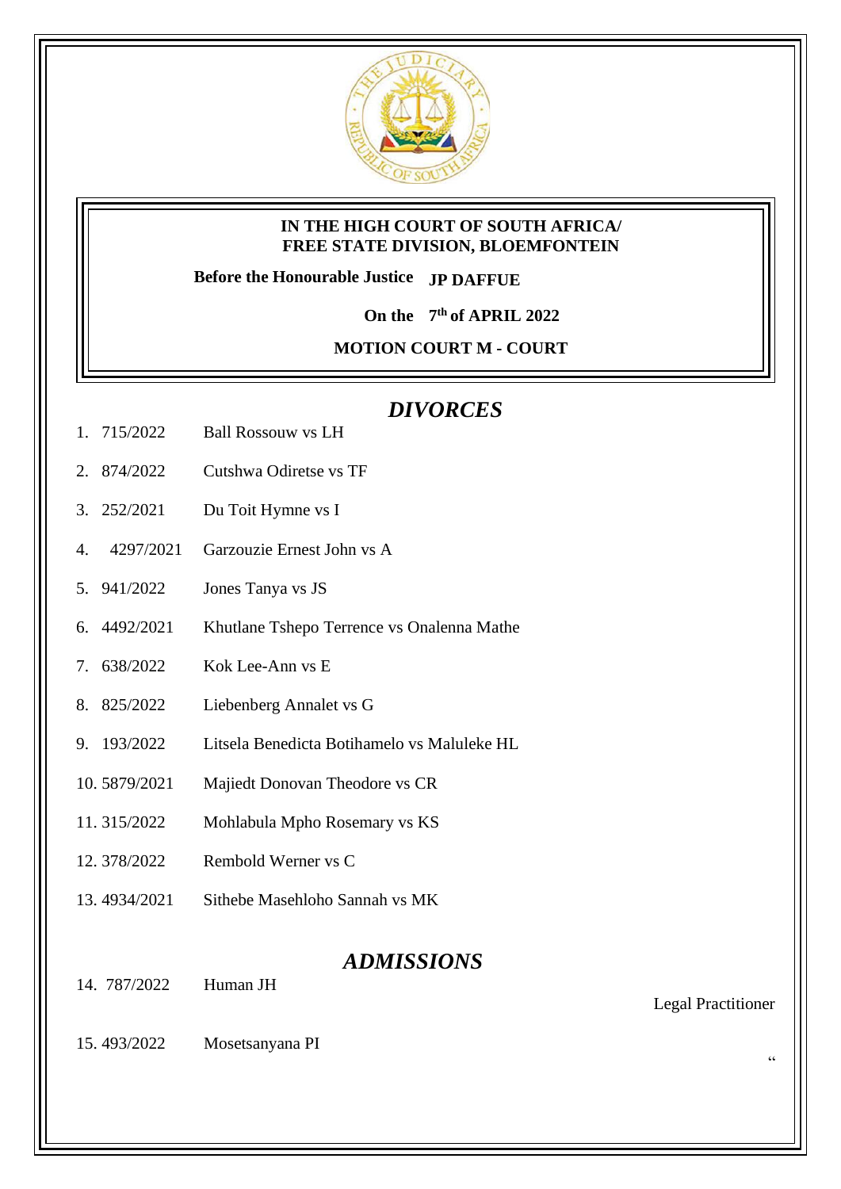**IN THE HIGH COURT OF SOUTH AFRICA/**
**FREE STATE DIVISION, BLOEMFONTEIN**

**Before the Honourable Justice JP DAFFUE**

**On the 7th of APRIL 2022**

**MOTION COURT M - COURT**

## *DIVORCES*

1. 715/2022 Ball Rossouw vs LH
2. 874/2022 Cutshwa Odiretse vs TF
3. 252/2021 Du Toit Hymne vs I
4. 4297/2021 Garzouzie Ernest John vs A
5. 941/2022 Jones Tanya vs JS
6. 4492/2021 Khutlane Tshepo Terrence vs Onalenna Mathe
7. 638/2022 Kok Lee-Ann vs E
8. 825/2022 Liebenberg Annalet vs G
9. 193/2022 Litsela Benedicta Botihamelo vs Maluleke HL
10. 5879/2021 Majiedt Donovan Theodore vs CR
11. 315/2022 Mohlabula Mpho Rosemary vs KS
12. 378/2022 Rembold Werner vs C
13. 4934/2021 Sithebe Masehloho Sannah vs MK

## *ADMISSIONS*

14. 787/2022 Human JH — Legal Practitioner
15. 493/2022 Mosetsanyana PI — "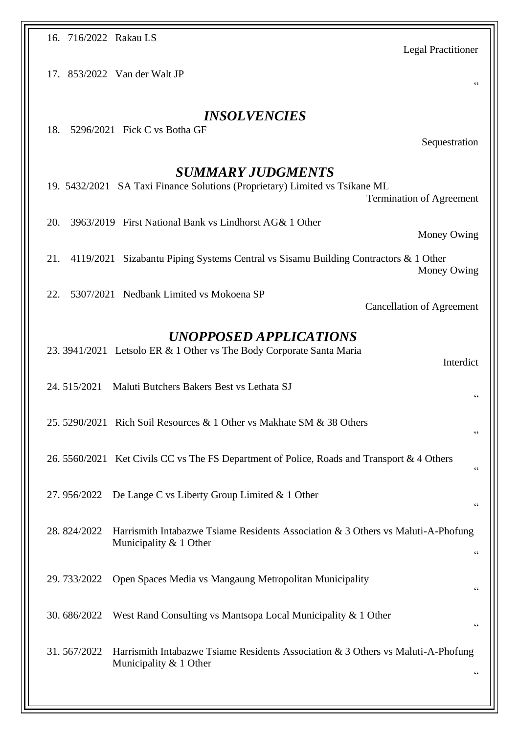16. 716/2022 Rakau LS

Legal Practitioner

17. 853/2022 Van der Walt JP

"

## *INSOLVENCIES*

18. 5296/2021 Fick C vs Botha GF

Sequestration

## *SUMMARY JUDGMENTS*

19. 5432/2021 SA Taxi Finance Solutions (Proprietary) Limited vs Tsikane ML

Termination of Agreement

20. 3963/2019 First National Bank vs Lindhorst AG& 1 Other

Money Owing

21. 4119/2021 Sizabantu Piping Systems Central vs Sisamu Building Contractors & 1 Other

Money Owing

22. 5307/2021 Nedbank Limited vs Mokoena SP

Cancellation of Agreement

## *UNOPPOSED APPLICATIONS*

23. 3941/2021 Letsolo ER & 1 Other vs The Body Corporate Santa Maria

Interdict

24. 515/2021 Maluti Butchers Bakers Best vs Lethata SJ

"

25. 5290/2021 Rich Soil Resources & 1 Other vs Makhate SM & 38 Others

"

26. 5560/2021 Ket Civils CC vs The FS Department of Police, Roads and Transport & 4 Others

"

27. 956/2022 De Lange C vs Liberty Group Limited & 1 Other

"

28. 824/2022 Harrismith Intabazwe Tsiame Residents Association & 3 Others vs Maluti-A-Phofung Municipality & 1 Other

"

29. 733/2022 Open Spaces Media vs Mangaung Metropolitan Municipality

"

30. 686/2022 West Rand Consulting vs Mantsopa Local Municipality & 1 Other

"

31. 567/2022 Harrismith Intabazwe Tsiame Residents Association & 3 Others vs Maluti-A-Phofung Municipality & 1 Other

"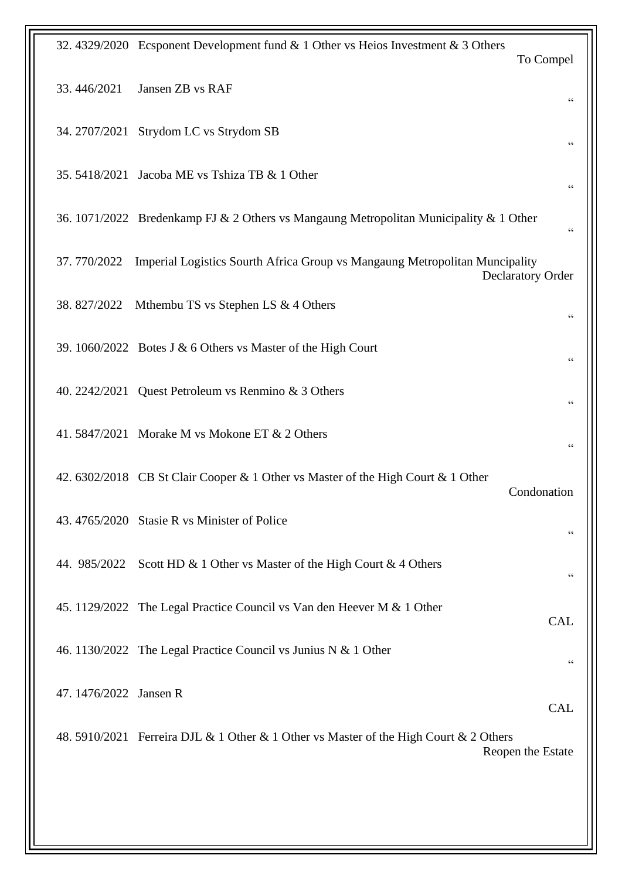| No. | Case No. | Parties | Nature |
|---|---|---|---|
| 32. | 4329/2020 | Ecsponent Development fund & 1 Other vs Heios Investment & 3 Others | To Compel |
| 33. | 446/2021 | Jansen ZB vs RAF | “ |
| 34. | 2707/2021 | Strydom LC vs Strydom SB | “ |
| 35. | 5418/2021 | Jacoba ME vs Tshiza TB & 1 Other | “ |
| 36. | 1071/2022 | Bredenkamp FJ & 2 Others vs Mangaung Metropolitan Municipality & 1 Other | “ |
| 37. | 770/2022 | Imperial Logistics Sourth Africa Group vs Mangaung Metropolitan Muncipality | Declaratory Order |
| 38. | 827/2022 | Mthembu TS vs Stephen LS & 4 Others | “ |
| 39. | 1060/2022 | Botes J & 6 Others vs Master of the High Court | “ |
| 40. | 2242/2021 | Quest Petroleum vs Renmino & 3 Others | “ |
| 41. | 5847/2021 | Morake M vs Mokone ET & 2 Others | “ |
| 42. | 6302/2018 | CB St Clair Cooper & 1 Other vs Master of the High Court & 1 Other | Condonation |
| 43. | 4765/2020 | Stasie R vs Minister of Police | “ |
| 44. | 985/2022 | Scott HD & 1 Other vs Master of the High Court & 4 Others | “ |
| 45. | 1129/2022 | The Legal Practice Council vs Van den Heever M & 1 Other | CAL |
| 46. | 1130/2022 | The Legal Practice Council vs Junius N & 1 Other | “ |
| 47. | 1476/2022 | Jansen R | CAL |
| 48. | 5910/2021 | Ferreira DJL & 1 Other & 1 Other vs Master of the High Court & 2 Others | Reopen the Estate |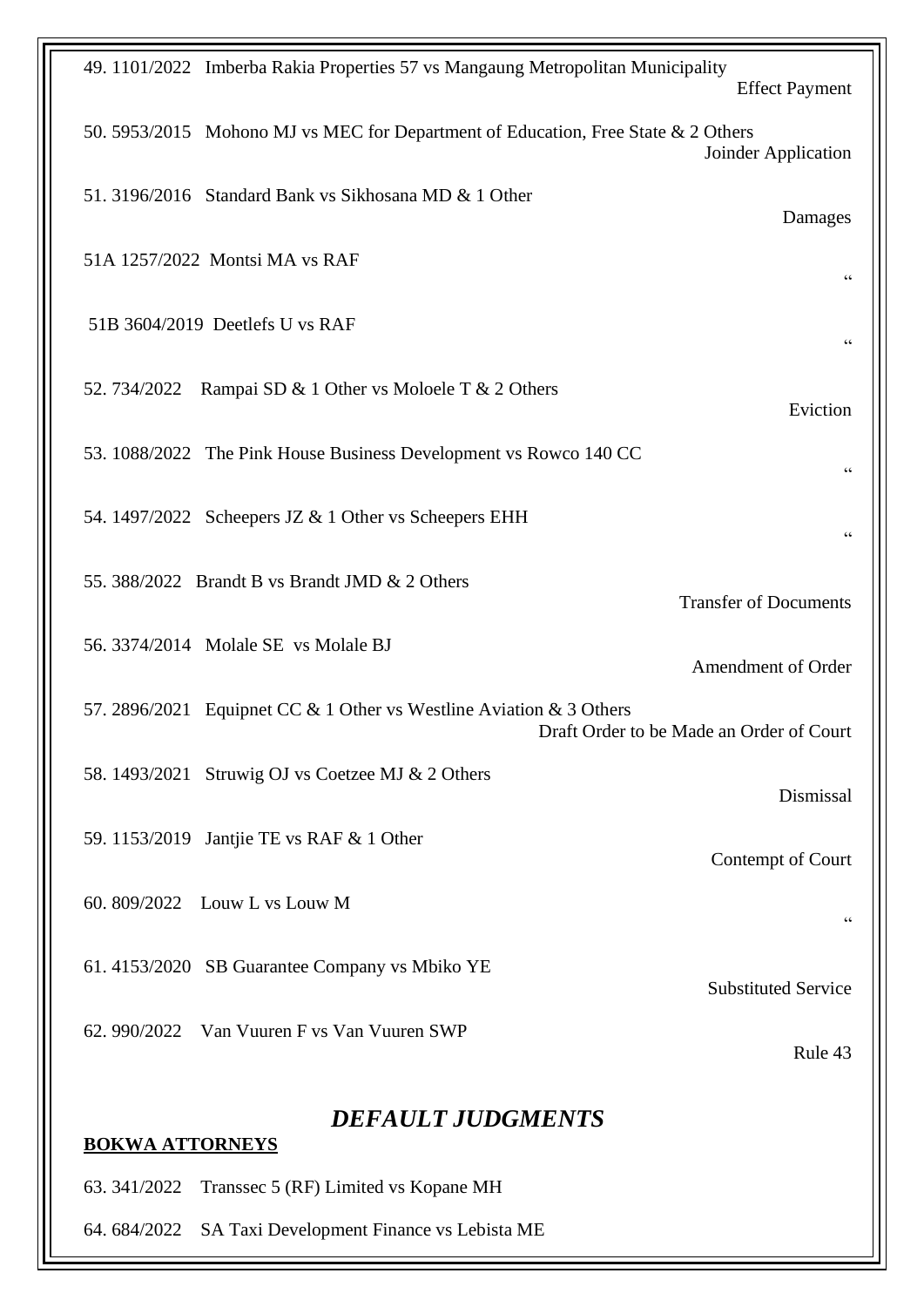49. 1101/2022 Imberba Rakia Properties 57 vs Mangaung Metropolitan Municipality
Effect Payment

50. 5953/2015 Mohono MJ vs MEC for Department of Education, Free State & 2 Others
Joinder Application

51. 3196/2016 Standard Bank vs Sikhosana MD & 1 Other
Damages

51A 1257/2022 Montsi MA vs RAF
"

51B 3604/2019 Deetlefs U vs RAF
"

52. 734/2022 Rampai SD & 1 Other vs Moloele T & 2 Others
Eviction

53. 1088/2022 The Pink House Business Development vs Rowco 140 CC
"

54. 1497/2022 Scheepers JZ & 1 Other vs Scheepers EHH
"

55. 388/2022 Brandt B vs Brandt JMD & 2 Others
Transfer of Documents

56. 3374/2014 Molale SE vs Molale BJ
Amendment of Order

57. 2896/2021 Equipnet CC & 1 Other vs Westline Aviation & 3 Others
Draft Order to be Made an Order of Court

58. 1493/2021 Struwig OJ vs Coetzee MJ & 2 Others
Dismissal

59. 1153/2019 Jantjie TE vs RAF & 1 Other
Contempt of Court

60. 809/2022 Louw L vs Louw M
"

61. 4153/2020 SB Guarantee Company vs Mbiko YE
Substituted Service

62. 990/2022 Van Vuuren F vs Van Vuuren SWP
Rule 43

## *DEFAULT JUDGMENTS*

**BOKWA ATTORNEYS**

63. 341/2022 Transsec 5 (RF) Limited vs Kopane MH

64. 684/2022 SA Taxi Development Finance vs Lebista ME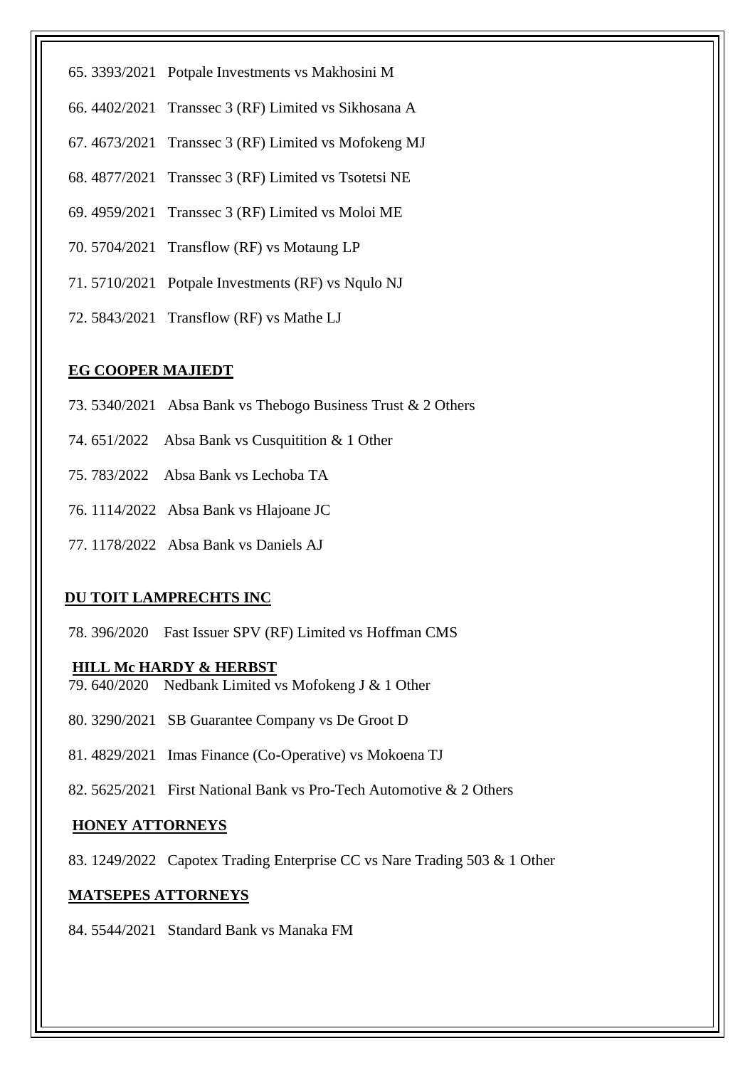65. 3393/2021 Potpale Investments vs Makhosini M

66. 4402/2021 Transsec 3 (RF) Limited vs Sikhosana A

67. 4673/2021 Transsec 3 (RF) Limited vs Mofokeng MJ

68. 4877/2021 Transsec 3 (RF) Limited vs Tsotetsi NE

69. 4959/2021 Transsec 3 (RF) Limited vs Moloi ME

70. 5704/2021 Transflow (RF) vs Motaung LP

71. 5710/2021 Potpale Investments (RF) vs Nqulo NJ

72. 5843/2021 Transflow (RF) vs Mathe LJ

**EG COOPER MAJIEDT**

73. 5340/2021 Absa Bank vs Thebogo Business Trust & 2 Others

74. 651/2022 Absa Bank vs Cusquitition & 1 Other

75. 783/2022 Absa Bank vs Lechoba TA

76. 1114/2022 Absa Bank vs Hlajoane JC

77. 1178/2022 Absa Bank vs Daniels AJ

**DU TOIT LAMPRECHTS INC**

78. 396/2020 Fast Issuer SPV (RF) Limited vs Hoffman CMS

**HILL Mc HARDY & HERBST**

79. 640/2020 Nedbank Limited vs Mofokeng J & 1 Other

80. 3290/2021 SB Guarantee Company vs De Groot D

81. 4829/2021 Imas Finance (Co-Operative) vs Mokoena TJ

82. 5625/2021 First National Bank vs Pro-Tech Automotive & 2 Others

**HONEY ATTORNEYS**

83. 1249/2022 Capotex Trading Enterprise CC vs Nare Trading 503 & 1 Other

**MATSEPES ATTORNEYS**

84. 5544/2021 Standard Bank vs Manaka FM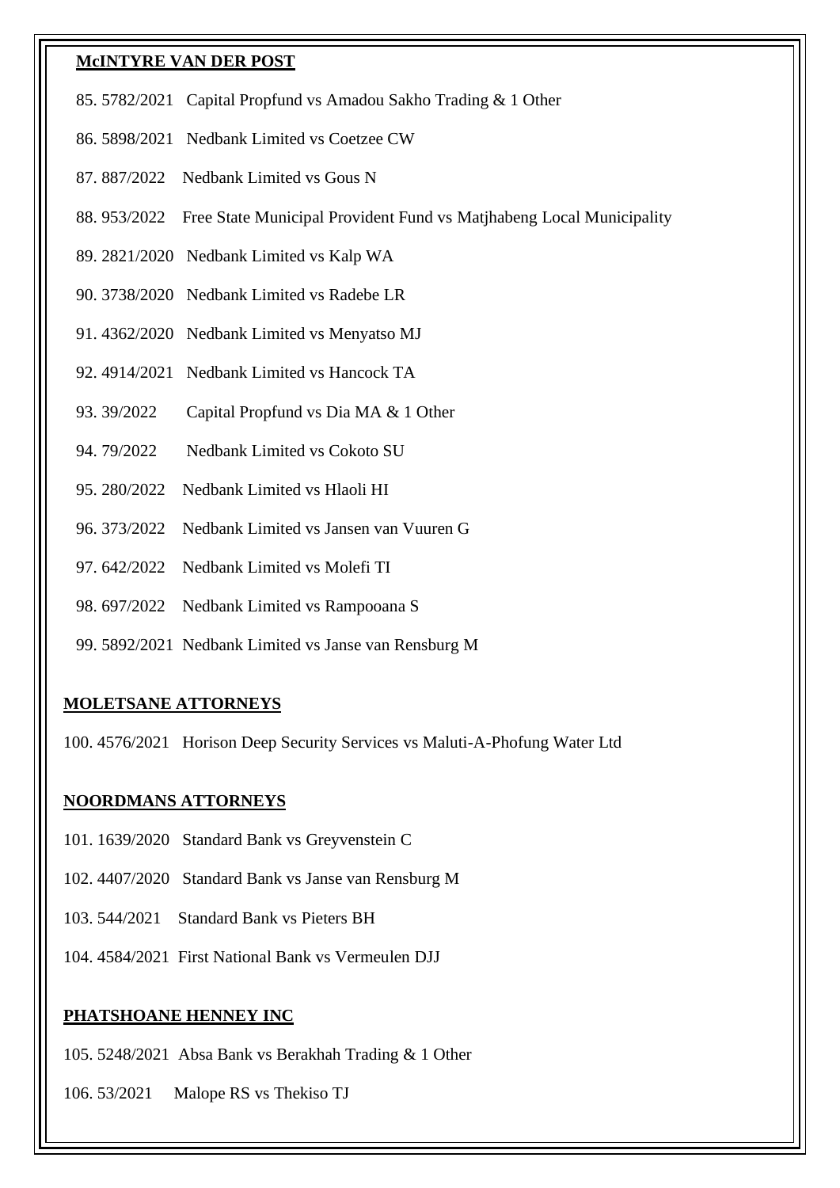**McINTYRE VAN DER POST**

85. 5782/2021 Capital Propfund vs Amadou Sakho Trading & 1 Other
86. 5898/2021 Nedbank Limited vs Coetzee CW
87. 887/2022 Nedbank Limited vs Gous N
88. 953/2022 Free State Municipal Provident Fund vs Matjhabeng Local Municipality
89. 2821/2020 Nedbank Limited vs Kalp WA
90. 3738/2020 Nedbank Limited vs Radebe LR
91. 4362/2020 Nedbank Limited vs Menyatso MJ
92. 4914/2021 Nedbank Limited vs Hancock TA
93. 39/2022 Capital Propfund vs Dia MA & 1 Other
94. 79/2022 Nedbank Limited vs Cokoto SU
95. 280/2022 Nedbank Limited vs Hlaoli HI
96. 373/2022 Nedbank Limited vs Jansen van Vuuren G
97. 642/2022 Nedbank Limited vs Molefi TI
98. 697/2022 Nedbank Limited vs Rampooana S
99. 5892/2021 Nedbank Limited vs Janse van Rensburg M

**MOLETSANE ATTORNEYS**

100. 4576/2021 Horison Deep Security Services vs Maluti-A-Phofung Water Ltd

**NOORDMANS ATTORNEYS**

101. 1639/2020 Standard Bank vs Greyvenstein C
102. 4407/2020 Standard Bank vs Janse van Rensburg M
103. 544/2021 Standard Bank vs Pieters BH
104. 4584/2021 First National Bank vs Vermeulen DJJ

**PHATSHOANE HENNEY INC**

105. 5248/2021 Absa Bank vs Berakhah Trading & 1 Other
106. 53/2021 Malope RS vs Thekiso TJ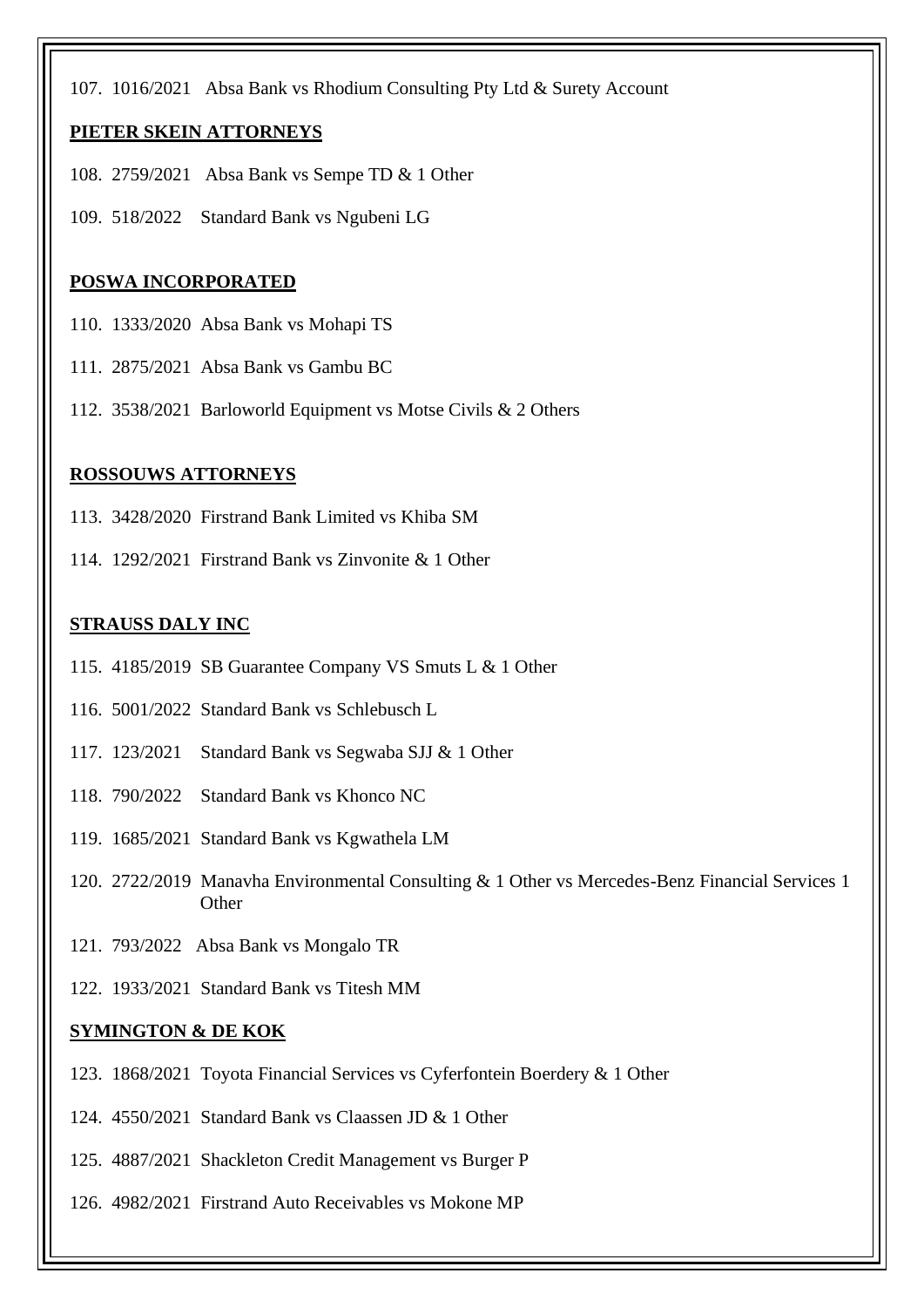107. 1016/2021 Absa Bank vs Rhodium Consulting Pty Ltd & Surety Account

**PIETER SKEIN ATTORNEYS**

108. 2759/2021 Absa Bank vs Sempe TD & 1 Other

109. 518/2022 Standard Bank vs Ngubeni LG

**POSWA INCORPORATED**

110. 1333/2020 Absa Bank vs Mohapi TS

111. 2875/2021 Absa Bank vs Gambu BC

112. 3538/2021 Barloworld Equipment vs Motse Civils & 2 Others

**ROSSOUWS ATTORNEYS**

113. 3428/2020 Firstrand Bank Limited vs Khiba SM

114. 1292/2021 Firstrand Bank vs Zinvonite & 1 Other

**STRAUSS DALY INC**

115. 4185/2019 SB Guarantee Company VS Smuts L & 1 Other

116. 5001/2022 Standard Bank vs Schlebusch L

117. 123/2021 Standard Bank vs Segwaba SJJ & 1 Other

118. 790/2022 Standard Bank vs Khonco NC

119. 1685/2021 Standard Bank vs Kgwathela LM

120. 2722/2019 Manavha Environmental Consulting & 1 Other vs Mercedes-Benz Financial Services 1 Other

121. 793/2022 Absa Bank vs Mongalo TR

122. 1933/2021 Standard Bank vs Titesh MM

**SYMINGTON & DE KOK**

123. 1868/2021 Toyota Financial Services vs Cyferfontein Boerdery & 1 Other

124. 4550/2021 Standard Bank vs Claassen JD & 1 Other

125. 4887/2021 Shackleton Credit Management vs Burger P

126. 4982/2021 Firstrand Auto Receivables vs Mokone MP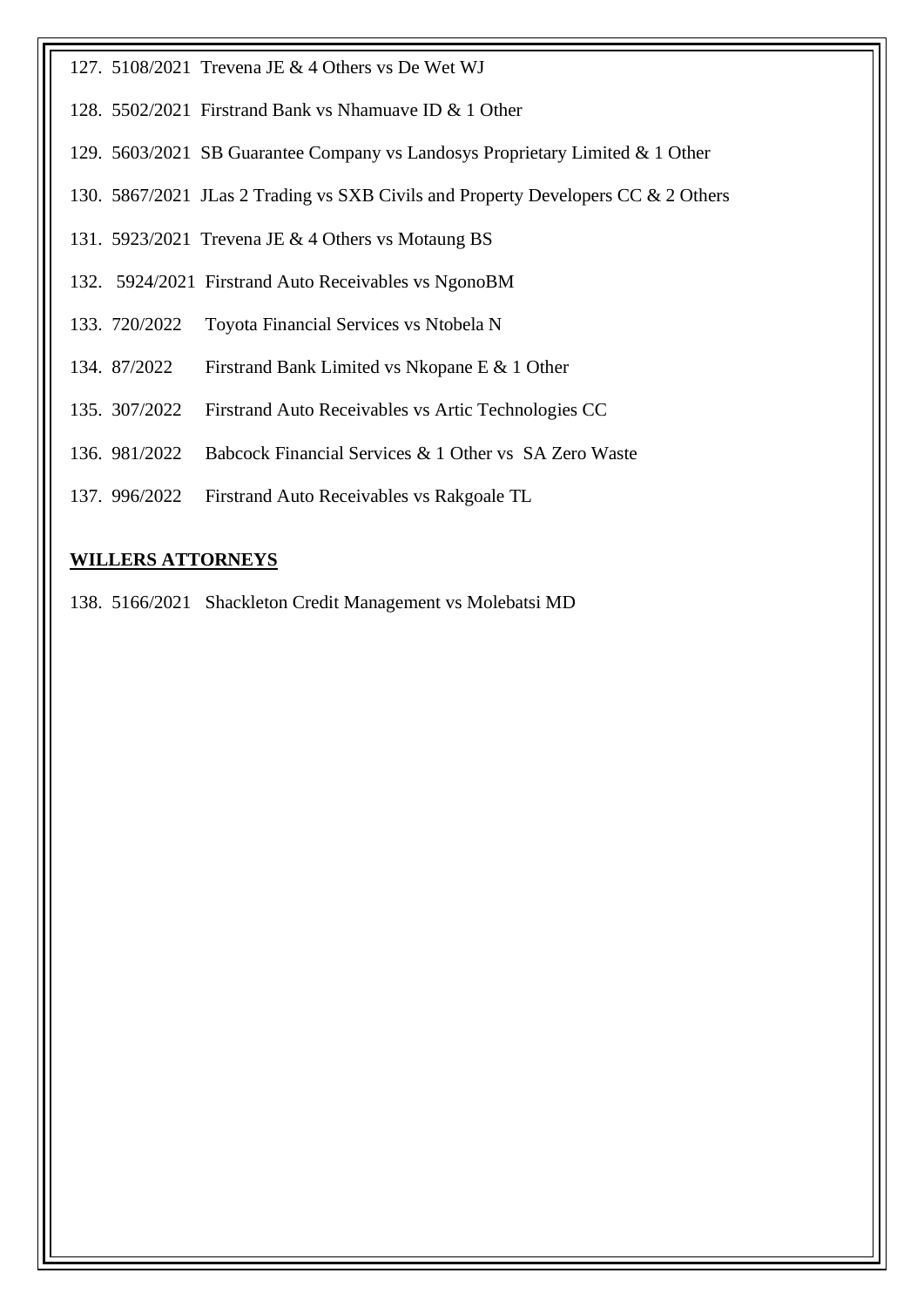127. 5108/2021 Trevena JE & 4 Others vs De Wet WJ

128. 5502/2021 Firstrand Bank vs Nhamuave ID & 1 Other

129. 5603/2021 SB Guarantee Company vs Landosys Proprietary Limited & 1 Other

130. 5867/2021 JLas 2 Trading vs SXB Civils and Property Developers CC & 2 Others

131. 5923/2021 Trevena JE & 4 Others vs Motaung BS

132. 5924/2021 Firstrand Auto Receivables vs NgonoBM

133. 720/2022 Toyota Financial Services vs Ntobela N

134. 87/2022 Firstrand Bank Limited vs Nkopane E & 1 Other

135. 307/2022 Firstrand Auto Receivables vs Artic Technologies CC

136. 981/2022 Babcock Financial Services & 1 Other vs SA Zero Waste

137. 996/2022 Firstrand Auto Receivables vs Rakgoale TL

**WILLERS ATTORNEYS**

138. 5166/2021 Shackleton Credit Management vs Molebatsi MD